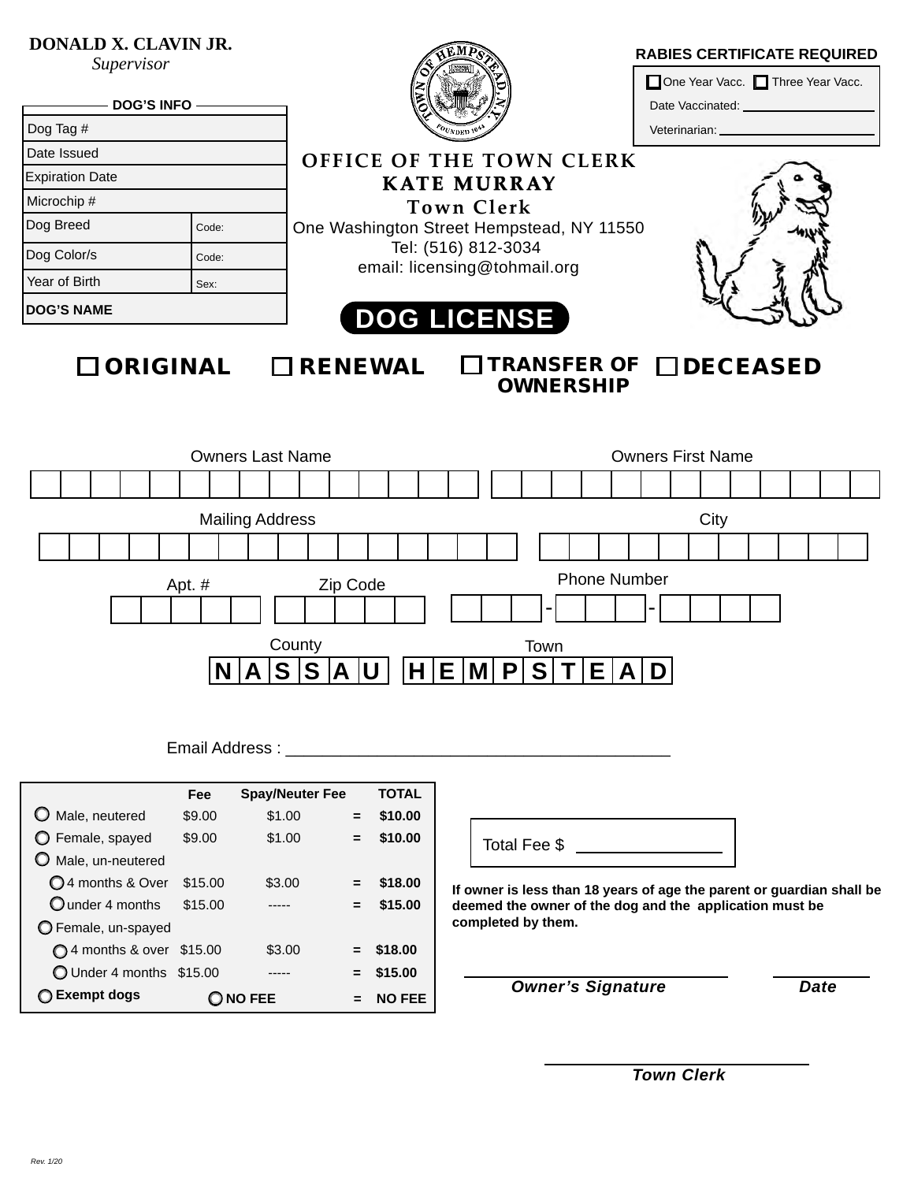**DONALD X. CLAVIN JR.**
*Supervisor*

**RABIES CERTIFICATE REQUIRED**

☐ One Year Vacc. ☐ Three Year Vacc.

Date Vaccinated: ____________________

Veterinarian: ____________________

**DOG'S INFO**

| | |
|---|---|
| Dog Tag # | |
| Date Issued | |
| Expiration Date | |
| Microchip # | |
| Dog Breed | Code: |
| Dog Color/s | Code: |
| Year of Birth | Sex: |
| **DOG'S NAME** | |

# OFFICE OF THE TOWN CLERK
## KATE MURRAY
### Town Clerk

One Washington Street Hempstead, NY 11550
Tel: (516) 812-3034
email: licensing@tohmail.org

## DOG LICENSE

☐ **ORIGINAL** ☐ **RENEWAL** ☐ **TRANSFER OF OWNERSHIP** ☐ **DECEASED**

Owners Last Name ____________________ Owners First Name ____________________

Mailing Address ____________________ City ____________________

Apt. # ________ Zip Code ________ Phone Number ___-___-____

County: N A S S A U  Town: H E M P S T E A D

Email Address : ________________________________________

| | Fee | Spay/Neuter Fee | | TOTAL |
|---|---|---|---|---|
| ○ Male, neutered | $9.00 | $1.00 | = | $10.00 |
| ○ Female, spayed | $9.00 | $1.00 | = | $10.00 |
| ○ Male, un-neutered | | | | |
| ○ 4 months & Over | $15.00 | $3.00 | = | $18.00 |
| ○ under 4 months | $15.00 | ----- | = | $15.00 |
| ○ Female, un-spayed | | | | |
| ○ 4 months & over | $15.00 | $3.00 | = | $18.00 |
| ○ Under 4 months | $15.00 | ----- | = | $15.00 |
| ○ **Exempt dogs** | ○ **NO FEE** | | = | **NO FEE** |

Total Fee $ ____________

**If owner is less than 18 years of age the parent or guardian shall be deemed the owner of the dog and the application must be completed by them.**

______________________ ________
***Owner's Signature*** ***Date***

______________________
***Town Clerk***

*Rev. 1/20*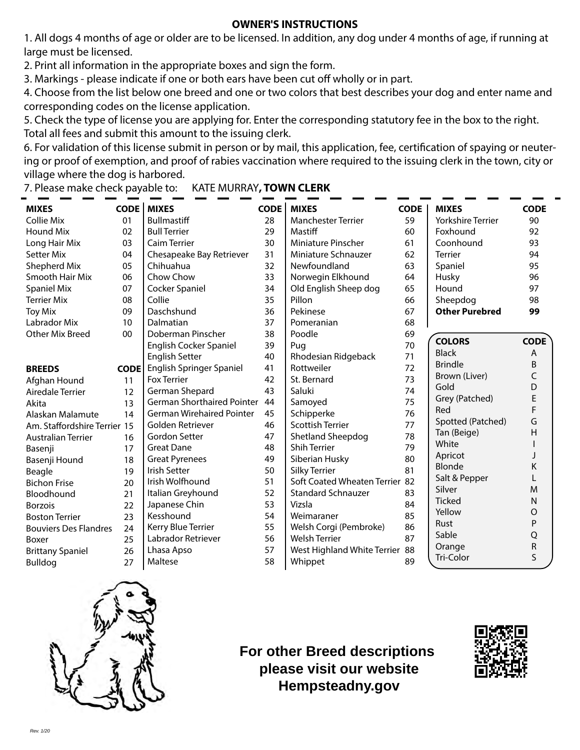## OWNER'S INSTRUCTIONS

1. All dogs 4 months of age or older are to be licensed. In addition, any dog under 4 months of age, if running at large must be licensed.
2. Print all information in the appropriate boxes and sign the form.
3. Markings - please indicate if one or both ears have been cut off wholly or in part.
4. Choose from the list below one breed and one or two colors that best describes your dog and enter name and corresponding codes on the license application.
5. Check the type of license you are applying for. Enter the corresponding statutory fee in the box to the right. Total all fees and submit this amount to the issuing clerk.
6. For validation of this license submit in person or by mail, this application, fee, certification of spaying or neutering or proof of exemption, and proof of rabies vaccination where required to the issuing clerk in the town, city or village where the dog is harbored.
7. Please make check payable to: KATE MURRAY**, TOWN CLERK**

| MIXES | CODE |
|---|---|
| Collie Mix | 01 |
| Hound Mix | 02 |
| Long Hair Mix | 03 |
| Setter Mix | 04 |
| Shepherd Mix | 05 |
| Smooth Hair Mix | 06 |
| Spaniel Mix | 07 |
| Terrier Mix | 08 |
| Toy Mix | 09 |
| Labrador Mix | 10 |
| Other Mix Breed | 00 |

| BREEDS | CODE |
|---|---|
| Afghan Hound | 11 |
| Airedale Terrier | 12 |
| Akita | 13 |
| Alaskan Malamute | 14 |
| Am. Staffordshire Terrier | 15 |
| Australian Terrier | 16 |
| Basenji | 17 |
| Basenji Hound | 18 |
| Beagle | 19 |
| Bichon Frise | 20 |
| Bloodhound | 21 |
| Borzois | 22 |
| Boston Terrier | 23 |
| Bouviers Des Flandres | 24 |
| Boxer | 25 |
| Brittany Spaniel | 26 |
| Bulldog | 27 |

| MIXES | CODE |
|---|---|
| Bullmastiff | 28 |
| Bull Terrier | 29 |
| Caim Terrier | 30 |
| Chesapeake Bay Retriever | 31 |
| Chihuahua | 32 |
| Chow Chow | 33 |
| Cocker Spaniel | 34 |
| Collie | 35 |
| Daschshund | 36 |
| Dalmatian | 37 |
| Doberman Pinscher | 38 |
| English Cocker Spaniel | 39 |
| English Setter | 40 |
| English Springer Spaniel | 41 |
| Fox Terrier | 42 |
| German Shepard | 43 |
| German Shorthaired Pointer | 44 |
| German Wirehaired Pointer | 45 |
| Golden Retriever | 46 |
| Gordon Setter | 47 |
| Great Dane | 48 |
| Great Pyrenees | 49 |
| Irish Setter | 50 |
| Irish Wolfhound | 51 |
| Italian Greyhound | 52 |
| Japanese Chin | 53 |
| Kesshound | 54 |
| Kerry Blue Terrier | 55 |
| Labrador Retriever | 56 |
| Lhasa Apso | 57 |
| Maltese | 58 |

| MIXES | CODE |
|---|---|
| Manchester Terrier | 59 |
| Mastiff | 60 |
| Miniature Pinscher | 61 |
| Miniature Schnauzer | 62 |
| Newfoundland | 63 |
| Norwegin Elkhound | 64 |
| Old English Sheep dog | 65 |
| Pillon | 66 |
| Pekinese | 67 |
| Pomeranian | 68 |
| Poodle | 69 |
| Pug | 70 |
| Rhodesian Ridgeback | 71 |
| Rottweiler | 72 |
| St. Bernard | 73 |
| Saluki | 74 |
| Samoyed | 75 |
| Schipperke | 76 |
| Scottish Terrier | 77 |
| Shetland Sheepdog | 78 |
| Shih Terrier | 79 |
| Siberian Husky | 80 |
| Silky Terrier | 81 |
| Soft Coated Wheaten Terrier | 82 |
| Standard Schnauzer | 83 |
| Vizsla | 84 |
| Weimaraner | 85 |
| Welsh Corgi (Pembroke) | 86 |
| Welsh Terrier | 87 |
| West Highland White Terrier | 88 |
| Whippet | 89 |

| MIXES | CODE |
|---|---|
| Yorkshire Terrier | 90 |
| Foxhound | 92 |
| Coonhound | 93 |
| Terrier | 94 |
| Spaniel | 95 |
| Husky | 96 |
| Hound | 97 |
| Sheepdog | 98 |
| **Other Purebred** | **99** |

| COLORS | CODE |
|---|---|
| Black | A |
| Brindle | B |
| Brown (Liver) | C |
| Gold | D |
| Grey (Patched) | E |
| Red | F |
| Spotted (Patched) | G |
| Tan (Beige) | H |
| White | I |
| Apricot | J |
| Blonde | K |
| Salt & Pepper | L |
| Silver | M |
| Ticked | N |
| Yellow | O |
| Rust | P |
| Sable | Q |
| Orange | R |
| Tri-Color | S |

**For other Breed descriptions please visit our website Hempsteadny.gov**

*Rev. 1/20*